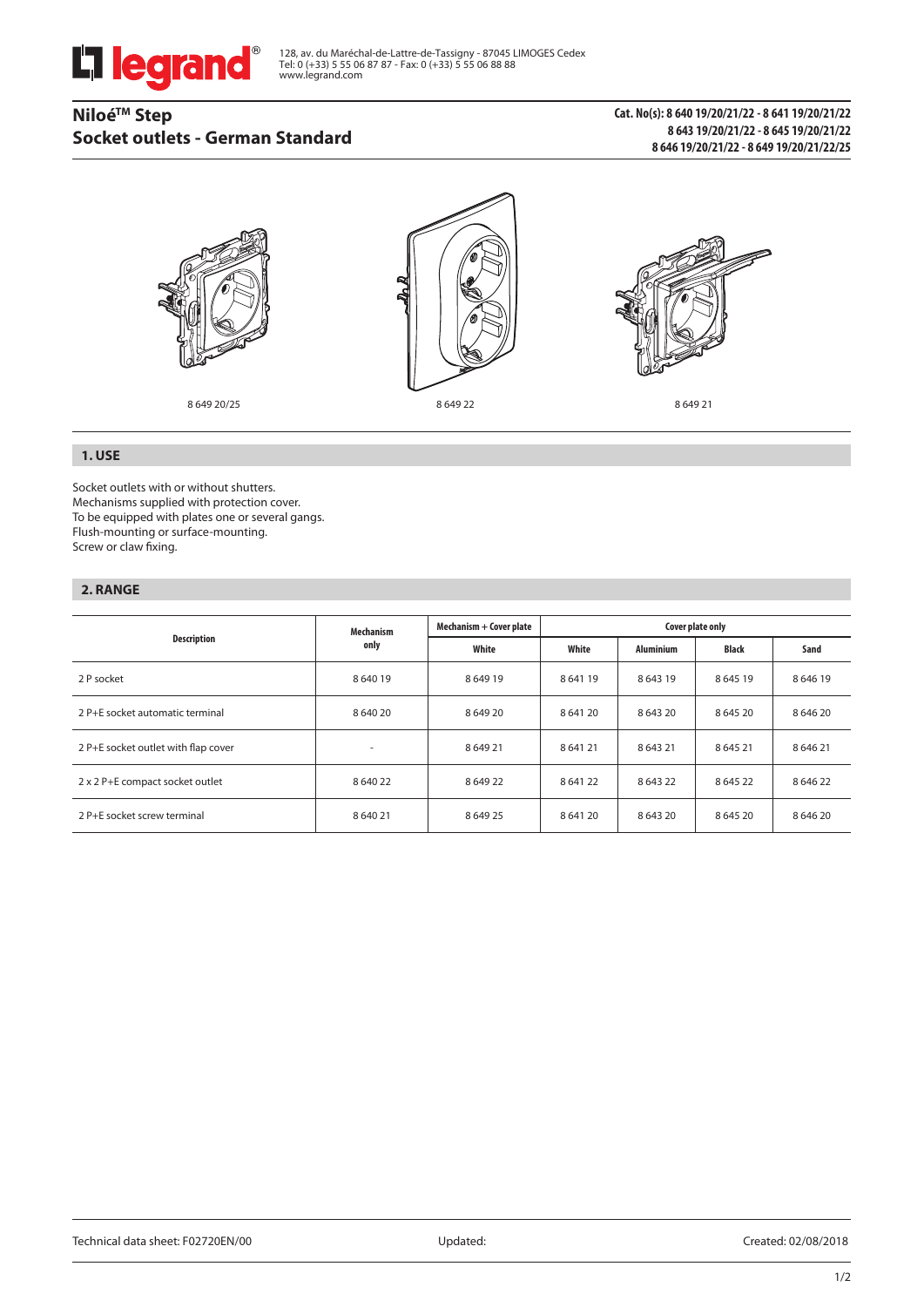128, av. du Maréchal-de-Lattre-de-Tassigny - 87045 LIMOGES Cedex
Tel: 0 (+33) 5 55 06 87 87 - Fax: 0 (+33) 5 55 06 88 88
www.legrand.com

# Niloé™ Step
# Socket outlets - German Standard

**Cat. No(s): 8 640 19/20/21/22 - 8 641 19/20/21/22
8 643 19/20/21/22 - 8 645 19/20/21/22
8 646 19/20/21/22 - 8 649 19/20/21/22/25**

8 649 20/25

8 649 22

8 649 21

## 1. USE

Socket outlets with or without shutters.
Mechanisms supplied with protection cover.
To be equipped with plates one or several gangs.
Flush-mounting or surface-mounting.
Screw or claw fixing.

## 2. RANGE

| Description | Mechanism only | Mechanism + Cover plate | Cover plate only | | | |
|---|---|---|---|---|---|---|
| | | White | White | Aluminium | Black | Sand |
| 2 P socket | 8 640 19 | 8 649 19 | 8 641 19 | 8 643 19 | 8 645 19 | 8 646 19 |
| 2 P+E socket automatic terminal | 8 640 20 | 8 649 20 | 8 641 20 | 8 643 20 | 8 645 20 | 8 646 20 |
| 2 P+E socket outlet with flap cover | - | 8 649 21 | 8 641 21 | 8 643 21 | 8 645 21 | 8 646 21 |
| 2 x 2 P+E compact socket outlet | 8 640 22 | 8 649 22 | 8 641 22 | 8 643 22 | 8 645 22 | 8 646 22 |
| 2 P+E socket screw terminal | 8 640 21 | 8 649 25 | 8 641 20 | 8 643 20 | 8 645 20 | 8 646 20 |

Technical data sheet: F02720EN/00 Updated: Created: 02/08/2018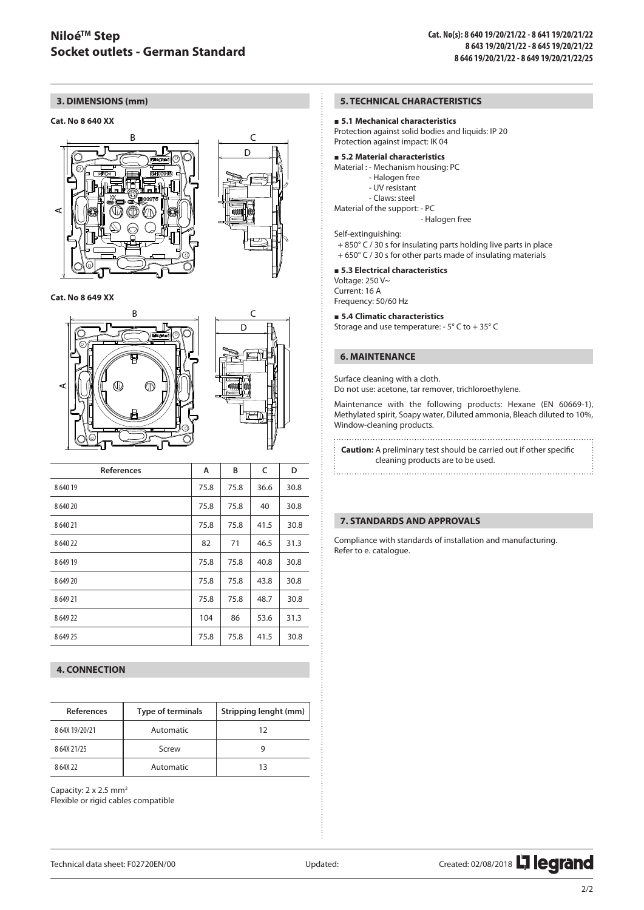# NiloéTM Step
# Socket outlets - German Standard

**Cat. No(s): 8 640 19/20/21/22 - 8 641 19/20/21/22
8 643 19/20/21/22 - 8 645 19/20/21/22
8 646 19/20/21/22 - 8 649 19/20/21/22/25**

## 3. DIMENSIONS (mm)

**Cat. No 8 640 XX**

B
C
D
A

**Cat. No 8 649 XX**

B
C
D
A

| References | A | B | C | D |
|---|---|---|---|---|
| 8 640 19 | 75.8 | 75.8 | 36.6 | 30.8 |
| 8 640 20 | 75.8 | 75.8 | 40 | 30.8 |
| 8 640 21 | 75.8 | 75.8 | 41.5 | 30.8 |
| 8 640 22 | 82 | 71 | 46.5 | 31.3 |
| 8 649 19 | 75.8 | 75.8 | 40.8 | 30.8 |
| 8 649 20 | 75.8 | 75.8 | 43.8 | 30.8 |
| 8 649 21 | 75.8 | 75.8 | 48.7 | 30.8 |
| 8 649 22 | 104 | 86 | 53.6 | 31.3 |
| 8 649 25 | 75.8 | 75.8 | 41.5 | 30.8 |

## 4. CONNECTION

| References | Type of terminals | Stripping lenght (mm) |
|---|---|---|
| 8 64X 19/20/21 | Automatic | 12 |
| 8 64X 21/25 | Screw | 9 |
| 8 64X 22 | Automatic | 13 |

Capacity: 2 x 2.5 mm²
Flexible or rigid cables compatible

## 5. TECHNICAL CHARACTERISTICS

### ■ 5.1 Mechanical characteristics

Protection against solid bodies and liquids: IP 20
Protection against impact: IK 04

### ■ 5.2 Material characteristics

Material : - Mechanism housing: PC
- Halogen free
- UV resistant
- Claws: steel

Material of the support: - PC
- Halogen free

Self-extinguishing:
+ 850° C / 30 s for insulating parts holding live parts in place
+ 650° C / 30 s for other parts made of insulating materials

### ■ 5.3 Electrical characteristics

Voltage: 250 V~
Current: 16 A
Frequency: 50/60 Hz

### ■ 5.4 Climatic characteristics

Storage and use temperature: - 5° C to + 35° C

## 6. MAINTENANCE

Surface cleaning with a cloth.
Do not use: acetone, tar remover, trichloroethylene.

Maintenance with the following products: Hexane (EN 60669-1), Methylated spirit, Soapy water, Diluted ammonia, Bleach diluted to 10%, Window-cleaning products.

**Caution:** A preliminary test should be carried out if other specific cleaning products are to be used.

## 7. STANDARDS AND APPROVALS

Compliance with standards of installation and manufacturing.
Refer to e. catalogue.

Technical data sheet: F02720EN/00 Updated: Created: 02/08/2018